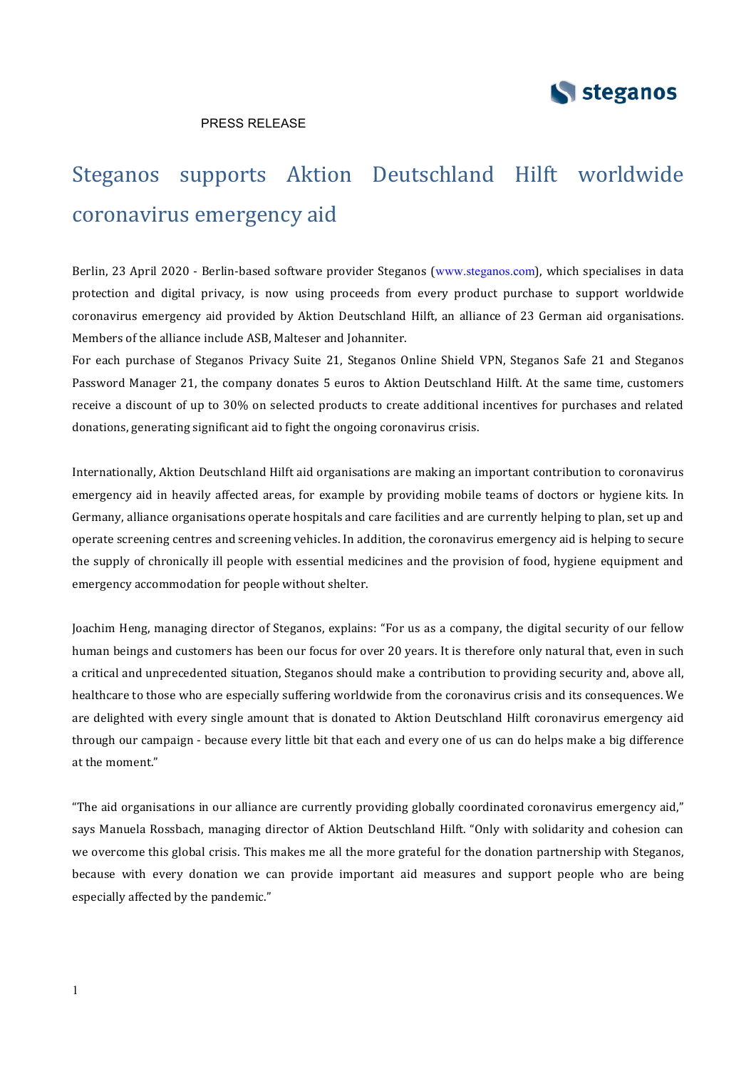PRESS RELEASE

# Steganos supports Aktion Deutschland Hilft worldwide coronavirus emergency aid

Berlin, 23 April 2020 - Berlin-based software provider Steganos (www.steganos.com), which specialises in data protection and digital privacy, is now using proceeds from every product purchase to support worldwide coronavirus emergency aid provided by Aktion Deutschland Hilft, an alliance of 23 German aid organisations. Members of the alliance include ASB, Malteser and Johanniter.

For each purchase of Steganos Privacy Suite 21, Steganos Online Shield VPN, Steganos Safe 21 and Steganos Password Manager 21, the company donates 5 euros to Aktion Deutschland Hilft. At the same time, customers receive a discount of up to 30% on selected products to create additional incentives for purchases and related donations, generating significant aid to fight the ongoing coronavirus crisis.

Internationally, Aktion Deutschland Hilft aid organisations are making an important contribution to coronavirus emergency aid in heavily affected areas, for example by providing mobile teams of doctors or hygiene kits. In Germany, alliance organisations operate hospitals and care facilities and are currently helping to plan, set up and operate screening centres and screening vehicles. In addition, the coronavirus emergency aid is helping to secure the supply of chronically ill people with essential medicines and the provision of food, hygiene equipment and emergency accommodation for people without shelter.

Joachim Heng, managing director of Steganos, explains: "For us as a company, the digital security of our fellow human beings and customers has been our focus for over 20 years. It is therefore only natural that, even in such a critical and unprecedented situation, Steganos should make a contribution to providing security and, above all, healthcare to those who are especially suffering worldwide from the coronavirus crisis and its consequences. We are delighted with every single amount that is donated to Aktion Deutschland Hilft coronavirus emergency aid through our campaign - because every little bit that each and every one of us can do helps make a big difference at the moment."

"The aid organisations in our alliance are currently providing globally coordinated coronavirus emergency aid," says Manuela Rossbach, managing director of Aktion Deutschland Hilft. "Only with solidarity and cohesion can we overcome this global crisis. This makes me all the more grateful for the donation partnership with Steganos, because with every donation we can provide important aid measures and support people who are being especially affected by the pandemic."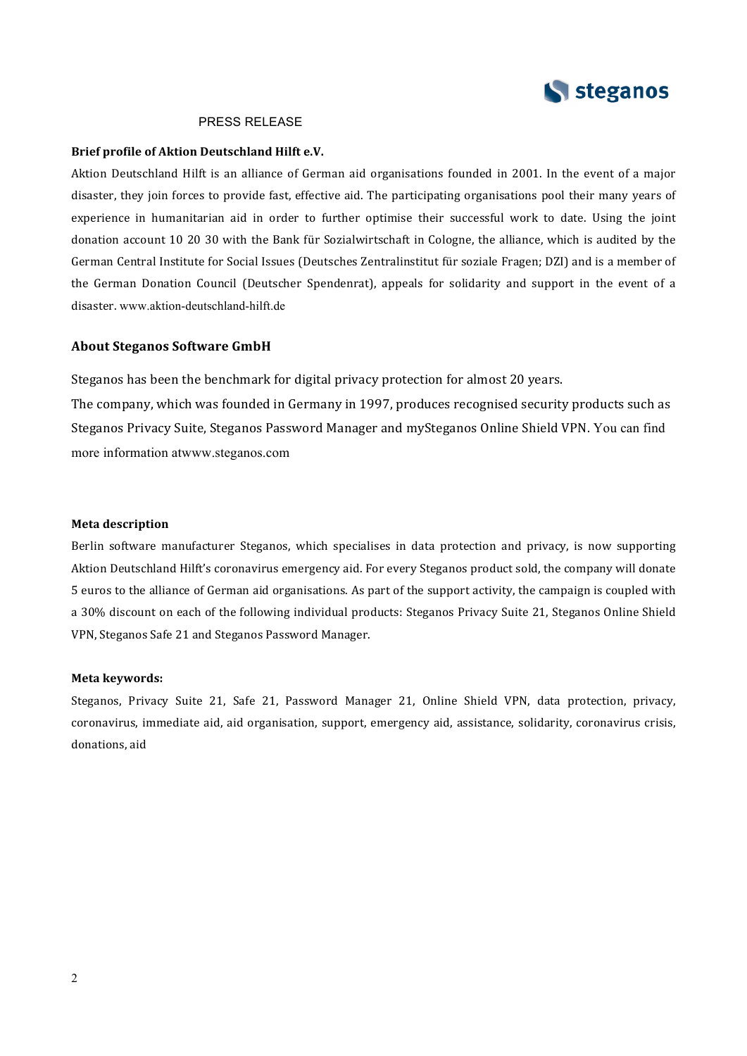PRESS RELEASE

**Brief profile of Aktion Deutschland Hilft e.V.**

Aktion Deutschland Hilft is an alliance of German aid organisations founded in 2001. In the event of a major disaster, they join forces to provide fast, effective aid. The participating organisations pool their many years of experience in humanitarian aid in order to further optimise their successful work to date. Using the joint donation account 10 20 30 with the Bank für Sozialwirtschaft in Cologne, the alliance, which is audited by the German Central Institute for Social Issues (Deutsches Zentralinstitut für soziale Fragen; DZI) and is a member of the German Donation Council (Deutscher Spendenrat), appeals for solidarity and support in the event of a disaster. www.aktion-deutschland-hilft.de

## About Steganos Software GmbH

Steganos has been the benchmark for digital privacy protection for almost 20 years.
The company, which was founded in Germany in 1997, produces recognised security products such as Steganos Privacy Suite, Steganos Password Manager and mySteganos Online Shield VPN. You can find more information atwww.steganos.com

**Meta description**

Berlin software manufacturer Steganos, which specialises in data protection and privacy, is now supporting Aktion Deutschland Hilft's coronavirus emergency aid. For every Steganos product sold, the company will donate 5 euros to the alliance of German aid organisations. As part of the support activity, the campaign is coupled with a 30% discount on each of the following individual products: Steganos Privacy Suite 21, Steganos Online Shield VPN, Steganos Safe 21 and Steganos Password Manager.

**Meta keywords:**

Steganos, Privacy Suite 21, Safe 21, Password Manager 21, Online Shield VPN, data protection, privacy, coronavirus, immediate aid, aid organisation, support, emergency aid, assistance, solidarity, coronavirus crisis, donations, aid